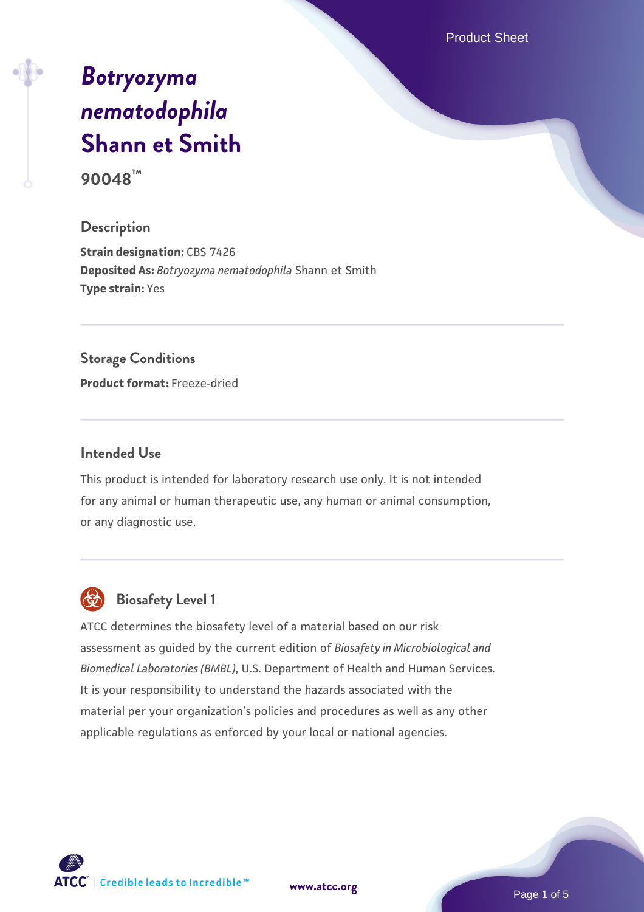# *Botryozyma nematodophila* Shann et Smith

**90048™**

## Description

**Strain designation:** CBS 7426
**Deposited As:** *Botryozyma nematodophila* Shann et Smith
**Type strain:** Yes

## Storage Conditions

**Product format:** Freeze-dried

## Intended Use

This product is intended for laboratory research use only. It is not intended for any animal or human therapeutic use, any human or animal consumption, or any diagnostic use.

## Biosafety Level 1

ATCC determines the biosafety level of a material based on our risk assessment as guided by the current edition of *Biosafety in Microbiological and Biomedical Laboratories (BMBL)*, U.S. Department of Health and Human Services. It is your responsibility to understand the hazards associated with the material per your organization's policies and procedures as well as any other applicable regulations as enforced by your local or national agencies.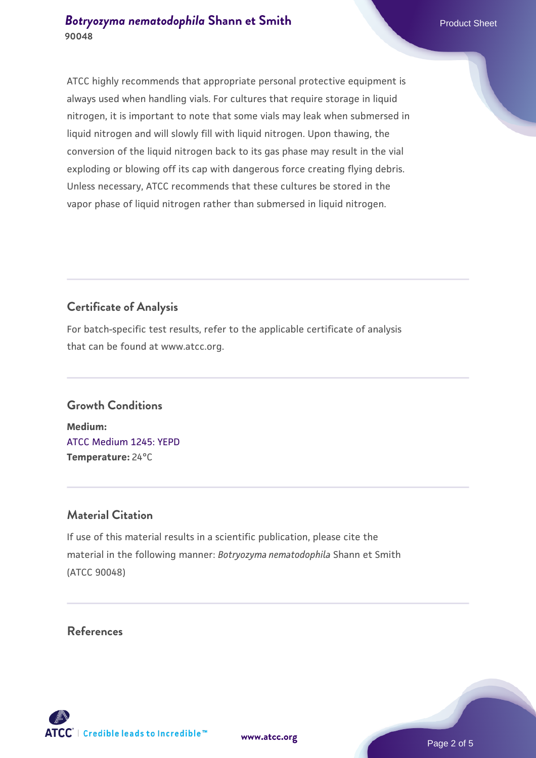ATCC highly recommends that appropriate personal protective equipment is always used when handling vials. For cultures that require storage in liquid nitrogen, it is important to note that some vials may leak when submersed in liquid nitrogen and will slowly fill with liquid nitrogen. Upon thawing, the conversion of the liquid nitrogen back to its gas phase may result in the vial exploding or blowing off its cap with dangerous force creating flying debris. Unless necessary, ATCC recommends that these cultures be stored in the vapor phase of liquid nitrogen rather than submersed in liquid nitrogen.

## Certificate of Analysis

For batch-specific test results, refer to the applicable certificate of analysis that can be found at www.atcc.org.

## Growth Conditions

**Medium:**
ATCC Medium 1245: YEPD
**Temperature:** 24°C

## Material Citation

If use of this material results in a scientific publication, please cite the material in the following manner: *Botryozyma nematodophila* Shann et Smith (ATCC 90048)

## References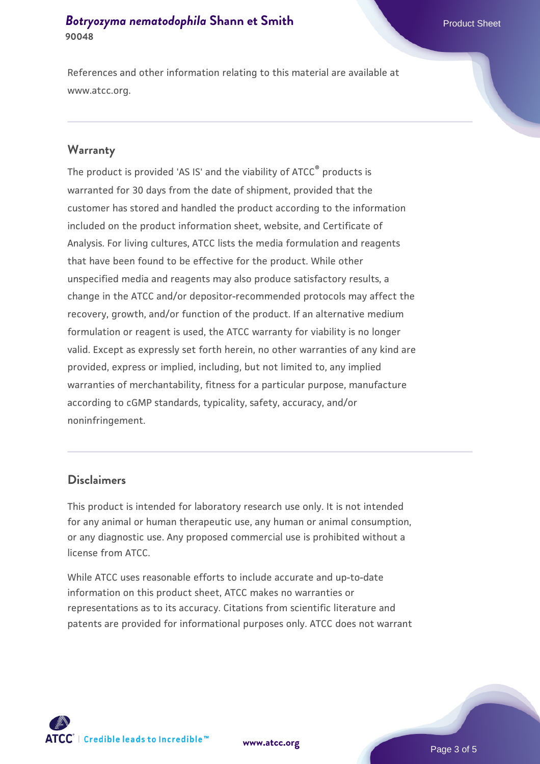References and other information relating to this material are available at www.atcc.org.

## Warranty

The product is provided 'AS IS' and the viability of ATCC® products is warranted for 30 days from the date of shipment, provided that the customer has stored and handled the product according to the information included on the product information sheet, website, and Certificate of Analysis. For living cultures, ATCC lists the media formulation and reagents that have been found to be effective for the product. While other unspecified media and reagents may also produce satisfactory results, a change in the ATCC and/or depositor-recommended protocols may affect the recovery, growth, and/or function of the product. If an alternative medium formulation or reagent is used, the ATCC warranty for viability is no longer valid. Except as expressly set forth herein, no other warranties of any kind are provided, express or implied, including, but not limited to, any implied warranties of merchantability, fitness for a particular purpose, manufacture according to cGMP standards, typicality, safety, accuracy, and/or noninfringement.

## Disclaimers

This product is intended for laboratory research use only. It is not intended for any animal or human therapeutic use, any human or animal consumption, or any diagnostic use. Any proposed commercial use is prohibited without a license from ATCC.

While ATCC uses reasonable efforts to include accurate and up-to-date information on this product sheet, ATCC makes no warranties or representations as to its accuracy. Citations from scientific literature and patents are provided for informational purposes only. ATCC does not warrant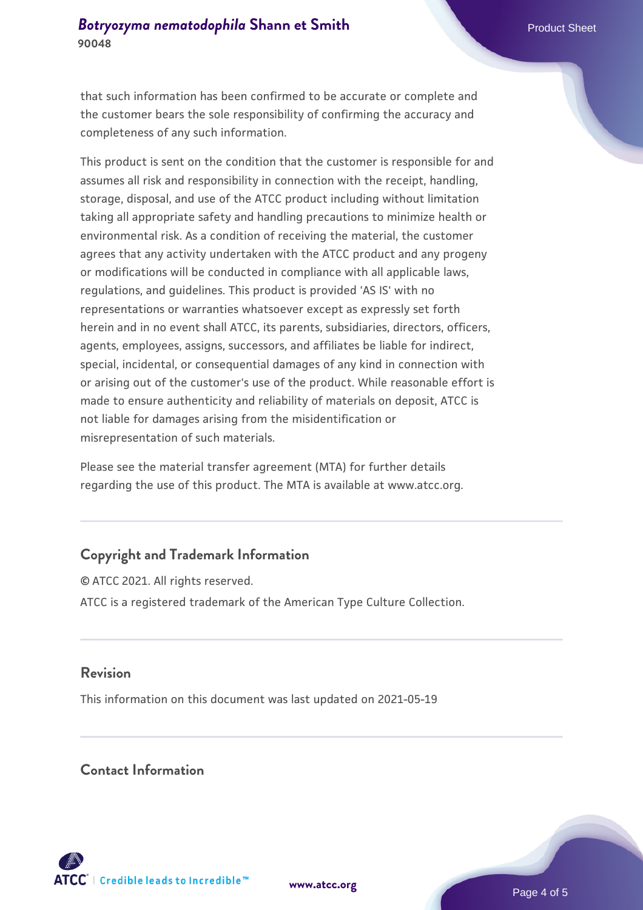that such information has been confirmed to be accurate or complete and the customer bears the sole responsibility of confirming the accuracy and completeness of any such information.

This product is sent on the condition that the customer is responsible for and assumes all risk and responsibility in connection with the receipt, handling, storage, disposal, and use of the ATCC product including without limitation taking all appropriate safety and handling precautions to minimize health or environmental risk. As a condition of receiving the material, the customer agrees that any activity undertaken with the ATCC product and any progeny or modifications will be conducted in compliance with all applicable laws, regulations, and guidelines. This product is provided 'AS IS' with no representations or warranties whatsoever except as expressly set forth herein and in no event shall ATCC, its parents, subsidiaries, directors, officers, agents, employees, assigns, successors, and affiliates be liable for indirect, special, incidental, or consequential damages of any kind in connection with or arising out of the customer's use of the product. While reasonable effort is made to ensure authenticity and reliability of materials on deposit, ATCC is not liable for damages arising from the misidentification or misrepresentation of such materials.

Please see the material transfer agreement (MTA) for further details regarding the use of this product. The MTA is available at www.atcc.org.

## Copyright and Trademark Information

© ATCC 2021. All rights reserved.

ATCC is a registered trademark of the American Type Culture Collection.

## Revision

This information on this document was last updated on 2021-05-19

## Contact Information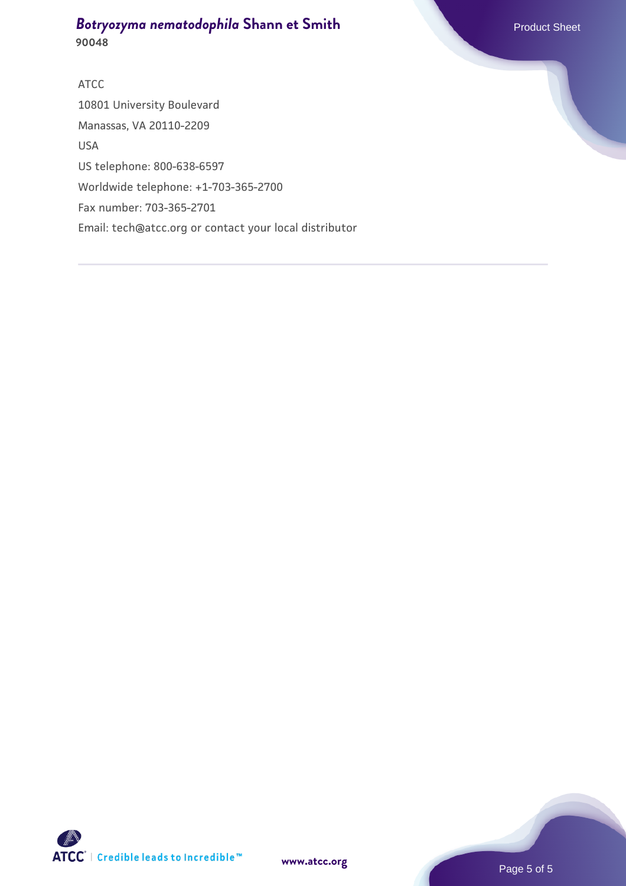ATCC

10801 University Boulevard

Manassas, VA 20110-2209

USA

US telephone: 800-638-6597

Worldwide telephone: +1-703-365-2700

Fax number: 703-365-2701

Email: tech@atcc.org or contact your local distributor